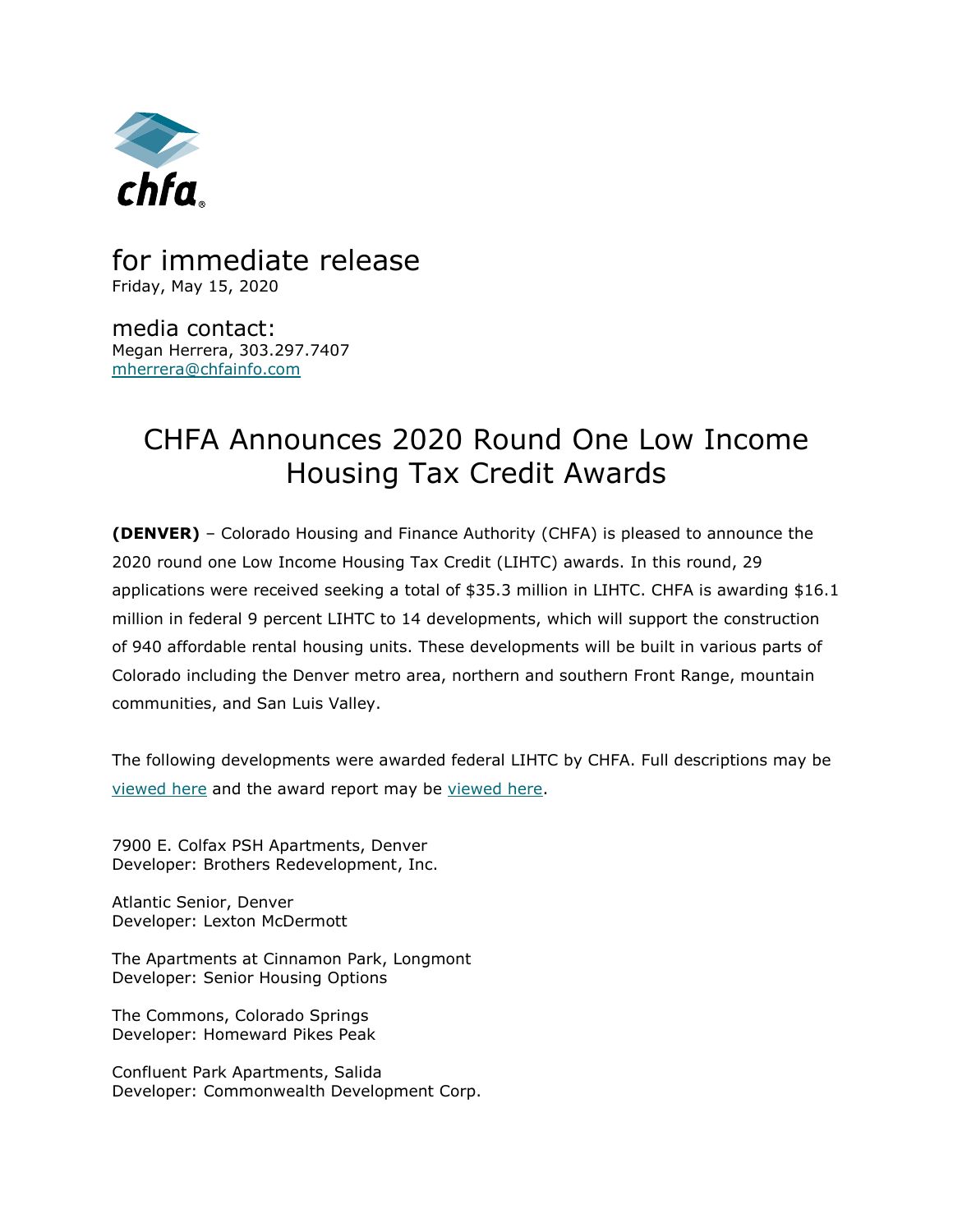chfa®

for immediate release
Friday, May 15, 2020

media contact:
Megan Herrera, 303.297.7407
mherrera@chfainfo.com

# CHFA Announces 2020 Round One Low Income Housing Tax Credit Awards

**(DENVER)** – Colorado Housing and Finance Authority (CHFA) is pleased to announce the 2020 round one Low Income Housing Tax Credit (LIHTC) awards. In this round, 29 applications were received seeking a total of $35.3 million in LIHTC. CHFA is awarding $16.1 million in federal 9 percent LIHTC to 14 developments, which will support the construction of 940 affordable rental housing units. These developments will be built in various parts of Colorado including the Denver metro area, northern and southern Front Range, mountain communities, and San Luis Valley.

The following developments were awarded federal LIHTC by CHFA. Full descriptions may be viewed here and the award report may be viewed here.

7900 E. Colfax PSH Apartments, Denver
Developer: Brothers Redevelopment, Inc.

Atlantic Senior, Denver
Developer: Lexton McDermott

The Apartments at Cinnamon Park, Longmont
Developer: Senior Housing Options

The Commons, Colorado Springs
Developer: Homeward Pikes Peak

Confluent Park Apartments, Salida
Developer: Commonwealth Development Corp.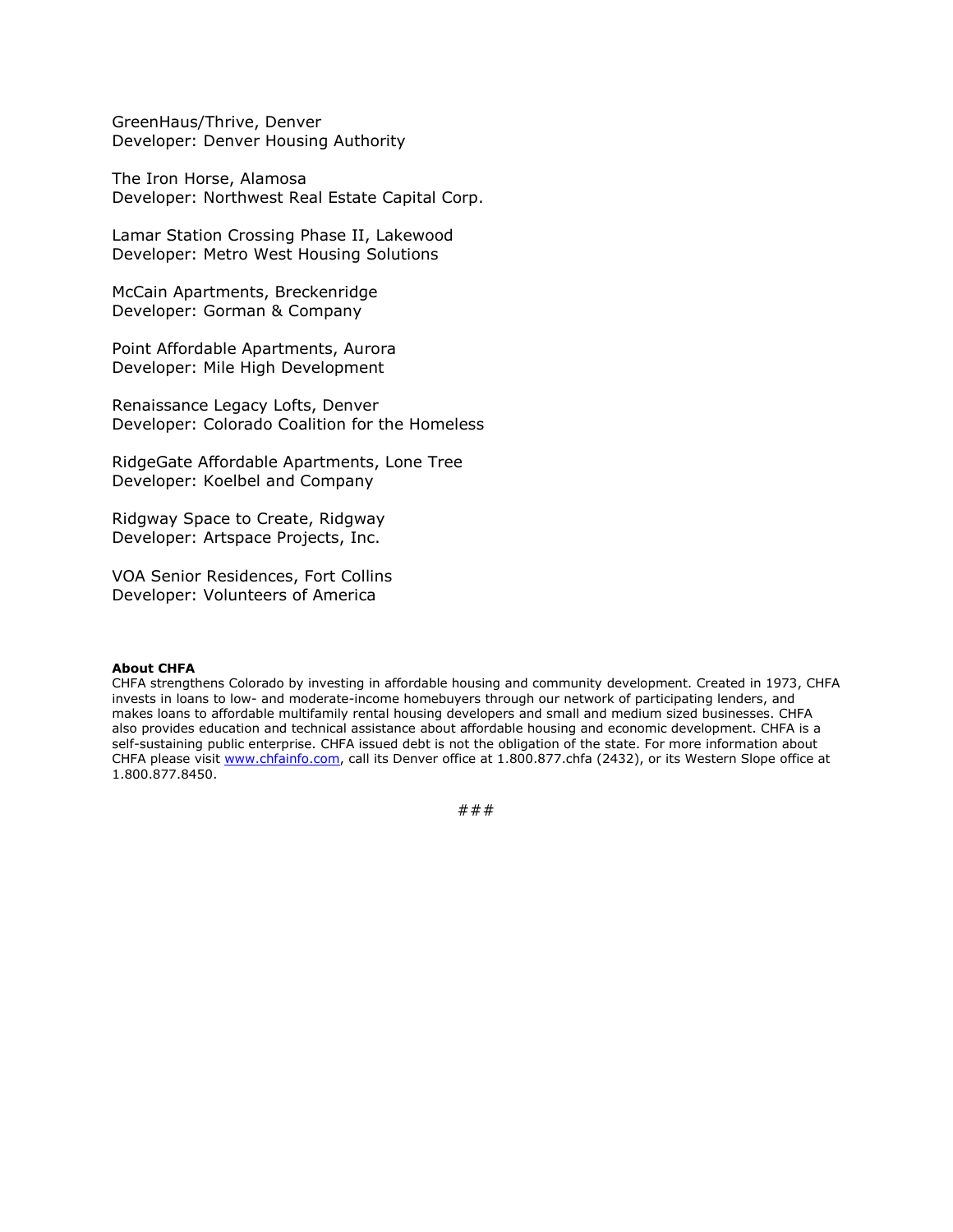GreenHaus/Thrive, Denver
Developer: Denver Housing Authority

The Iron Horse, Alamosa
Developer: Northwest Real Estate Capital Corp.

Lamar Station Crossing Phase II, Lakewood
Developer: Metro West Housing Solutions

McCain Apartments, Breckenridge
Developer: Gorman & Company

Point Affordable Apartments, Aurora
Developer: Mile High Development

Renaissance Legacy Lofts, Denver
Developer: Colorado Coalition for the Homeless

RidgeGate Affordable Apartments, Lone Tree
Developer: Koelbel and Company

Ridgway Space to Create, Ridgway
Developer: Artspace Projects, Inc.

VOA Senior Residences, Fort Collins
Developer: Volunteers of America

**About CHFA**
CHFA strengthens Colorado by investing in affordable housing and community development. Created in 1973, CHFA invests in loans to low- and moderate-income homebuyers through our network of participating lenders, and makes loans to affordable multifamily rental housing developers and small and medium sized businesses. CHFA also provides education and technical assistance about affordable housing and economic development. CHFA is a self-sustaining public enterprise. CHFA issued debt is not the obligation of the state. For more information about CHFA please visit www.chfainfo.com, call its Denver office at 1.800.877.chfa (2432), or its Western Slope office at 1.800.877.8450.

###